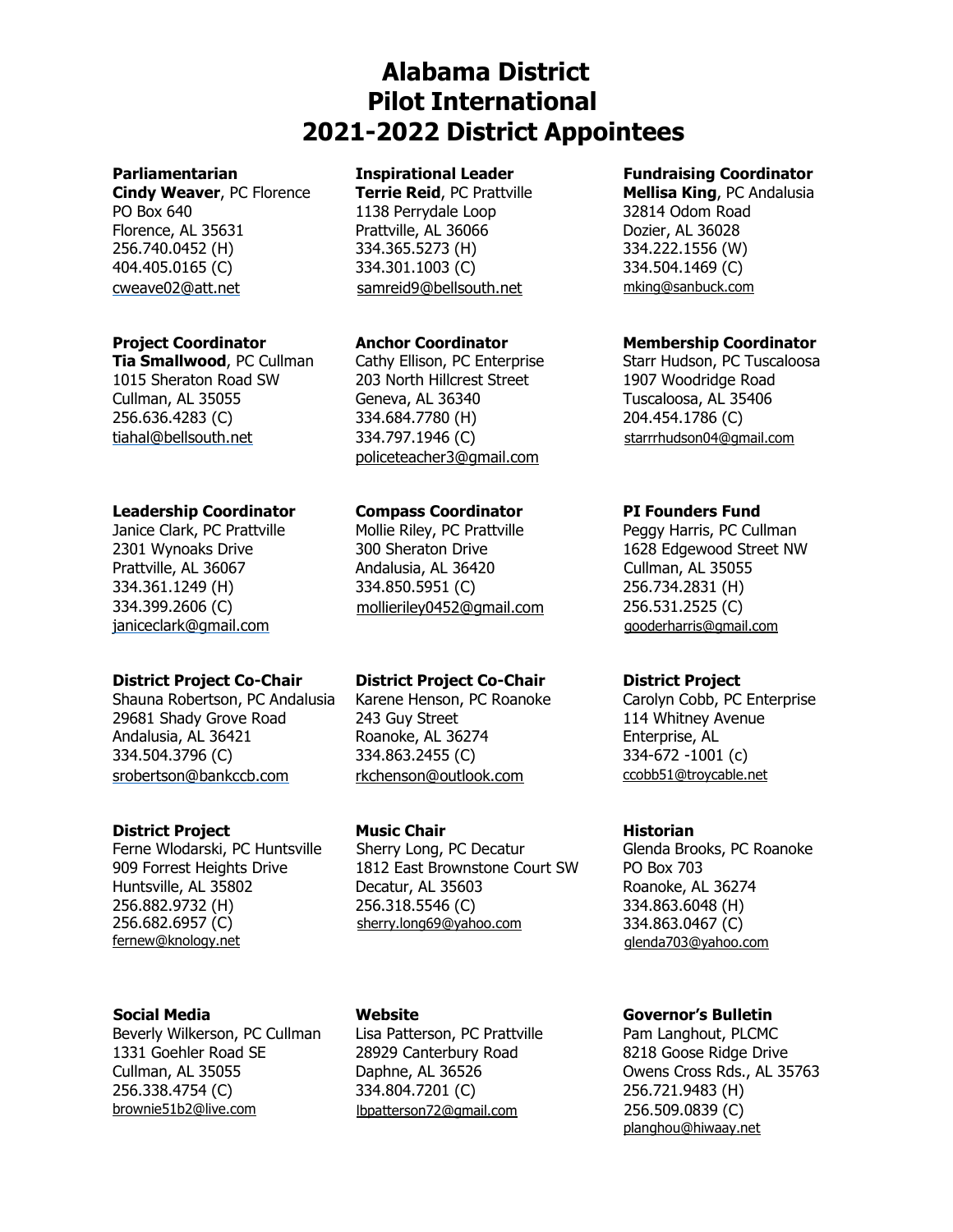# Alabama District
# Pilot International
# 2021-2022 District Appointees

**Parliamentarian**
**Cindy Weaver**, PC Florence
PO Box 640
Florence, AL 35631
256.740.0452 (H)
404.405.0165 (C)
cweave02@att.net

**Inspirational Leader**
**Terrie Reid**, PC Prattville
1138 Perrydale Loop
Prattville, AL 36066
334.365.5273 (H)
334.301.1003 (C)
samreid9@bellsouth.net

**Fundraising Coordinator**
**Mellisa King**, PC Andalusia
32814 Odom Road
Dozier, AL 36028
334.222.1556 (W)
334.504.1469 (C)
mking@sanbuck.com

**Project Coordinator**
**Tia Smallwood**, PC Cullman
1015 Sheraton Road SW
Cullman, AL 35055
256.636.4283 (C)
tiahal@bellsouth.net

**Anchor Coordinator**
Cathy Ellison, PC Enterprise
203 North Hillcrest Street
Geneva, AL 36340
334.684.7780 (H)
334.797.1946 (C)
policeteacher3@gmail.com

**Membership Coordinator**
Starr Hudson, PC Tuscaloosa
1907 Woodridge Road
Tuscaloosa, AL 35406
204.454.1786 (C)
starrrhudson04@gmail.com

**Leadership Coordinator**
Janice Clark, PC Prattville
2301 Wynoaks Drive
Prattville, AL 36067
334.361.1249 (H)
334.399.2606 (C)
janiceclark@gmail.com

**Compass Coordinator**
Mollie Riley, PC Prattville
300 Sheraton Drive
Andalusia, AL 36420
334.850.5951 (C)
mollieriley0452@gmail.com

**PI Founders Fund**
Peggy Harris, PC Cullman
1628 Edgewood Street NW
Cullman, AL 35055
256.734.2831 (H)
256.531.2525 (C)
gooderharris@gmail.com

**District Project Co-Chair**
Shauna Robertson, PC Andalusia
29681 Shady Grove Road
Andalusia, AL 36421
334.504.3796 (C)
srobertson@bankccb.com

**District Project Co-Chair**
Karene Henson, PC Roanoke
243 Guy Street
Roanoke, AL 36274
334.863.2455 (C)
rkchenson@outlook.com

**District Project**
Carolyn Cobb, PC Enterprise
114 Whitney Avenue
Enterprise, AL
334-672 -1001 (c)
ccobb51@troycable.net

**District Project**
Ferne Wlodarski, PC Huntsville
909 Forrest Heights Drive
Huntsville, AL 35802
256.882.9732 (H)
256.682.6957 (C)
fernew@knology.net

**Music Chair**
Sherry Long, PC Decatur
1812 East Brownstone Court SW
Decatur, AL 35603
256.318.5546 (C)
sherry.long69@yahoo.com

**Historian**
Glenda Brooks, PC Roanoke
PO Box 703
Roanoke, AL 36274
334.863.6048 (H)
334.863.0467 (C)
glenda703@yahoo.com

**Social Media**
Beverly Wilkerson, PC Cullman
1331 Goehler Road SE
Cullman, AL 35055
256.338.4754 (C)
brownie51b2@live.com

**Website**
Lisa Patterson, PC Prattville
28929 Canterbury Road
Daphne, AL 36526
334.804.7201 (C)
lbpatterson72@gmail.com

**Governor's Bulletin**
Pam Langhout, PLCMC
8218 Goose Ridge Drive
Owens Cross Rds., AL 35763
256.721.9483 (H)
256.509.0839 (C)
planghou@hiwaay.net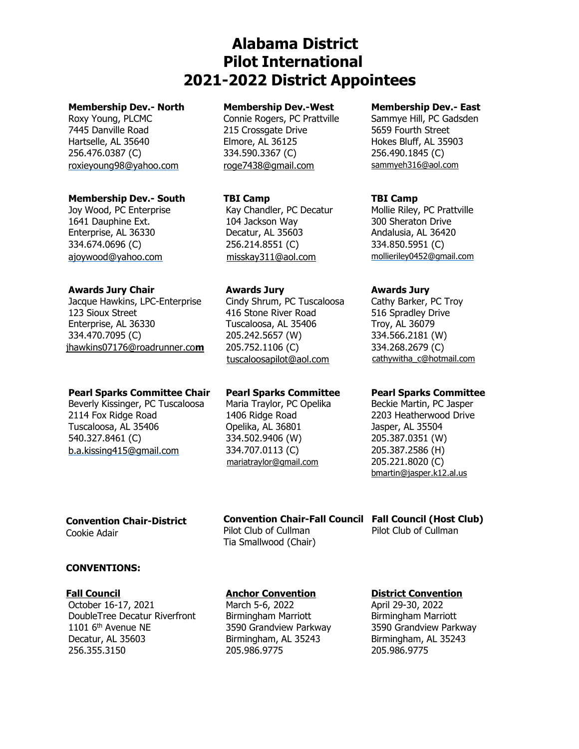# Alabama District
# Pilot International
# 2021-2022 District Appointees

**Membership Dev.- North**
Roxy Young, PLCMC
7445 Danville Road
Hartselle, AL 35640
256.476.0387 (C)
roxieyoung98@yahoo.com

**Membership Dev.-West**
Connie Rogers, PC Prattville
215 Crossgate Drive
Elmore, AL 36125
334.590.3367 (C)
roge7438@gmail.com

**Membership Dev.- East**
Sammye Hill, PC Gadsden
5659 Fourth Street
Hokes Bluff, AL 35903
256.490.1845 (C)
sammyeh316@aol.com

**Membership Dev.- South**
Joy Wood, PC Enterprise
1641 Dauphine Ext.
Enterprise, AL 36330
334.674.0696 (C)
ajoywood@yahoo.com

**TBI Camp**
Kay Chandler, PC Decatur
104 Jackson Way
Decatur, AL 35603
256.214.8551 (C)
misskay311@aol.com

**TBI Camp**
Mollie Riley, PC Prattville
300 Sheraton Drive
Andalusia, AL 36420
334.850.5951 (C)
mollieriley0452@gmail.com

**Awards Jury Chair**
Jacque Hawkins, LPC-Enterprise
123 Sioux Street
Enterprise, AL 36330
334.470.7095 (C)
jhawkins07176@roadrunner.com

**Awards Jury**
Cindy Shrum, PC Tuscaloosa
416 Stone River Road
Tuscaloosa, AL 35406
205.242.5657 (W)
205.752.1106 (C)
tuscaloosapilot@aol.com

**Awards Jury**
Cathy Barker, PC Troy
516 Spradley Drive
Troy, AL 36079
334.566.2181 (W)
334.268.2679 (C)
cathywitha_c@hotmail.com

**Pearl Sparks Committee Chair**
Beverly Kissinger, PC Tuscaloosa
2114 Fox Ridge Road
Tuscaloosa, AL 35406
540.327.8461 (C)
b.a.kissing415@gmail.com

**Pearl Sparks Committee**
Maria Traylor, PC Opelika
1406 Ridge Road
Opelika, AL 36801
334.502.9406 (W)
334.707.0113 (C)
mariatraylor@gmail.com

**Pearl Sparks Committee**
Beckie Martin, PC Jasper
2203 Heatherwood Drive
Jasper, AL 35504
205.387.0351 (W)
205.387.2586 (H)
205.221.8020 (C)
bmartin@jasper.k12.al.us

**Convention Chair-District**
Cookie Adair

**Convention Chair-Fall Council**
Pilot Club of Cullman
Tia Smallwood (Chair)

**Fall Council (Host Club)**
Pilot Club of Cullman

**CONVENTIONS:**

**Fall Council**
October 16-17, 2021
DoubleTree Decatur Riverfront
1101 6th Avenue NE
Decatur, AL 35603
256.355.3150

**Anchor Convention**
March 5-6, 2022
Birmingham Marriott
3590 Grandview Parkway
Birmingham, AL 35243
205.986.9775

**District Convention**
April 29-30, 2022
Birmingham Marriott
3590 Grandview Parkway
Birmingham, AL 35243
205.986.9775